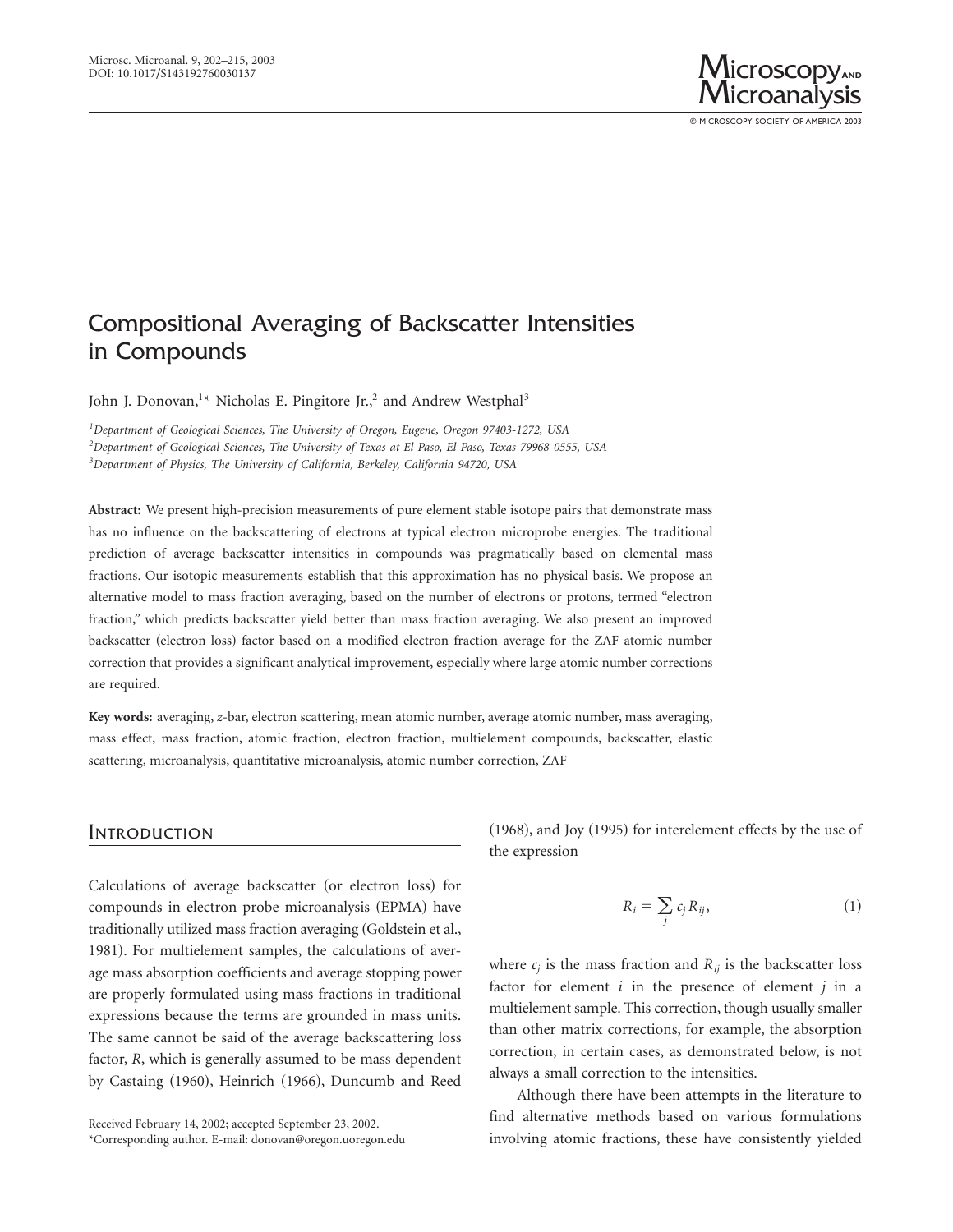# Compositional Averaging of Backscatter Intensities in Compounds

John J. Donovan,[1]* Nicholas E. Pingitore Jr.,[2] and Andrew Westphal[3]

[1]*Department of Geological Sciences, The University of Oregon, Eugene, Oregon 97403-1272, USA*
[2]*Department of Geological Sciences, The University of Texas at El Paso, El Paso, Texas 79968-0555, USA*
[3]*Department of Physics, The University of California, Berkeley, California 94720, USA*

**Abstract:** We present high-precision measurements of pure element stable isotope pairs that demonstrate mass has no influence on the backscattering of electrons at typical electron microprobe energies. The traditional prediction of average backscatter intensities in compounds was pragmatically based on elemental mass fractions. Our isotopic measurements establish that this approximation has no physical basis. We propose an alternative model to mass fraction averaging, based on the number of electrons or protons, termed "electron fraction," which predicts backscatter yield better than mass fraction averaging. We also present an improved backscatter (electron loss) factor based on a modified electron fraction average for the ZAF atomic number correction that provides a significant analytical improvement, especially where large atomic number corrections are required.

**Key words:** averaging, *z*-bar, electron scattering, mean atomic number, average atomic number, mass averaging, mass effect, mass fraction, atomic fraction, electron fraction, multielement compounds, backscatter, elastic scattering, microanalysis, quantitative microanalysis, atomic number correction, ZAF

## Introduction

Calculations of average backscatter (or electron loss) for compounds in electron probe microanalysis (EPMA) have traditionally utilized mass fraction averaging (Goldstein et al., 1981). For multielement samples, the calculations of average mass absorption coefficients and average stopping power are properly formulated using mass fractions in traditional expressions because the terms are grounded in mass units. The same cannot be said of the average backscattering loss factor, *R*, which is generally assumed to be mass dependent by Castaing (1960), Heinrich (1966), Duncumb and Reed (1968), and Joy (1995) for interelement effects by the use of the expression

$$R_i = \sum_j c_j R_{ij}, \tag{1}$$

where $c_j$ is the mass fraction and $R_{ij}$ is the backscatter loss factor for element $i$ in the presence of element $j$ in a multielement sample. This correction, though usually smaller than other matrix corrections, for example, the absorption correction, in certain cases, as demonstrated below, is not always a small correction to the intensities.

Although there have been attempts in the literature to find alternative methods based on various formulations involving atomic fractions, these have consistently yielded

Received February 14, 2002; accepted September 23, 2002.
*Corresponding author. E-mail: donovan@oregon.uoregon.edu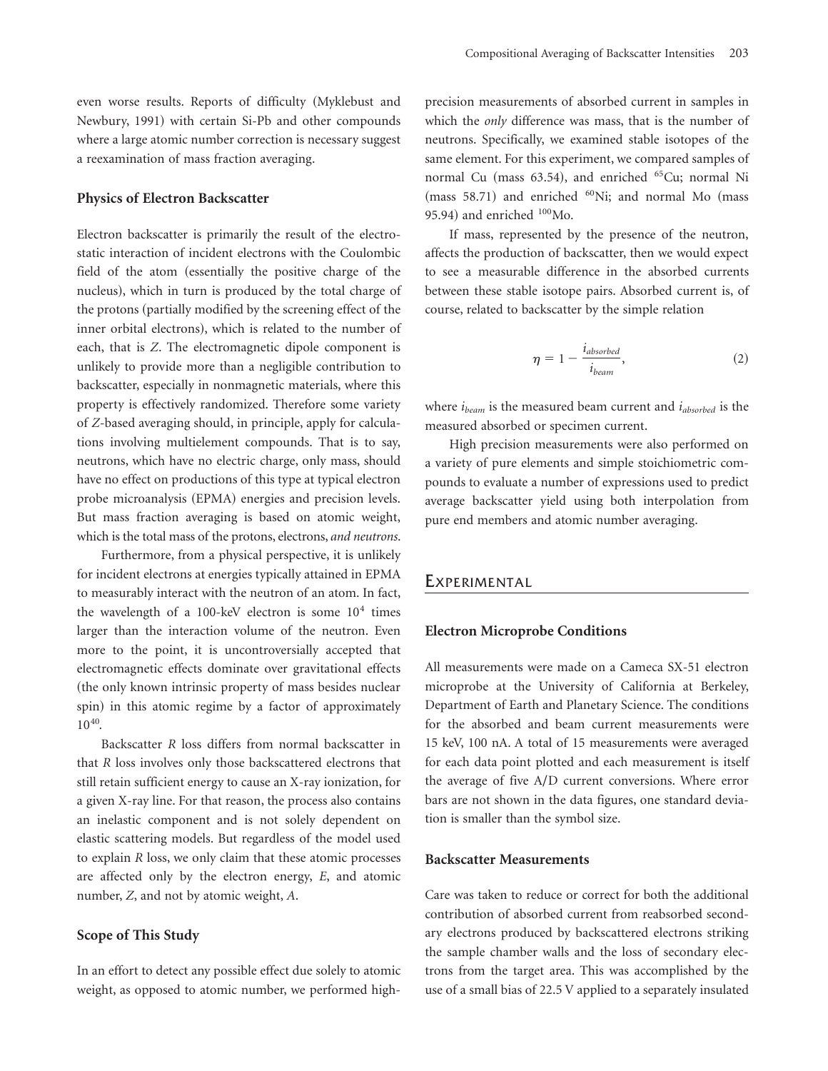even worse results. Reports of difficulty (Myklebust and Newbury, 1991) with certain Si-Pb and other compounds where a large atomic number correction is necessary suggest a reexamination of mass fraction averaging.

### Physics of Electron Backscatter

Electron backscatter is primarily the result of the electrostatic interaction of incident electrons with the Coulombic field of the atom (essentially the positive charge of the nucleus), which in turn is produced by the total charge of the protons (partially modified by the screening effect of the inner orbital electrons), which is related to the number of each, that is $Z$. The electromagnetic dipole component is unlikely to provide more than a negligible contribution to backscatter, especially in nonmagnetic materials, where this property is effectively randomized. Therefore some variety of $Z$-based averaging should, in principle, apply for calculations involving multielement compounds. That is to say, neutrons, which have no electric charge, only mass, should have no effect on productions of this type at typical electron probe microanalysis (EPMA) energies and precision levels. But mass fraction averaging is based on atomic weight, which is the total mass of the protons, electrons, *and neutrons*.

Furthermore, from a physical perspective, it is unlikely for incident electrons at energies typically attained in EPMA to measurably interact with the neutron of an atom. In fact, the wavelength of a 100-keV electron is some $10^4$ times larger than the interaction volume of the neutron. Even more to the point, it is uncontroversially accepted that electromagnetic effects dominate over gravitational effects (the only known intrinsic property of mass besides nuclear spin) in this atomic regime by a factor of approximately $10^{40}$.

Backscatter $R$ loss differs from normal backscatter in that $R$ loss involves only those backscattered electrons that still retain sufficient energy to cause an X-ray ionization, for a given X-ray line. For that reason, the process also contains an inelastic component and is not solely dependent on elastic scattering models. But regardless of the model used to explain $R$ loss, we only claim that these atomic processes are affected only by the electron energy, $E$, and atomic number, $Z$, and not by atomic weight, $A$.

### Scope of This Study

In an effort to detect any possible effect due solely to atomic weight, as opposed to atomic number, we performed high-precision measurements of absorbed current in samples in which the *only* difference was mass, that is the number of neutrons. Specifically, we examined stable isotopes of the same element. For this experiment, we compared samples of normal Cu (mass 63.54), and enriched $^{65}$Cu; normal Ni (mass 58.71) and enriched $^{60}$Ni; and normal Mo (mass 95.94) and enriched $^{100}$Mo.

If mass, represented by the presence of the neutron, affects the production of backscatter, then we would expect to see a measurable difference in the absorbed currents between these stable isotope pairs. Absorbed current is, of course, related to backscatter by the simple relation

$$\eta = 1 - \frac{i_{absorbed}}{i_{beam}}, \tag{2}$$

where $i_{beam}$ is the measured beam current and $i_{absorbed}$ is the measured absorbed or specimen current.

High precision measurements were also performed on a variety of pure elements and simple stoichiometric compounds to evaluate a number of expressions used to predict average backscatter yield using both interpolation from pure end members and atomic number averaging.

## Experimental

### Electron Microprobe Conditions

All measurements were made on a Cameca SX-51 electron microprobe at the University of California at Berkeley, Department of Earth and Planetary Science. The conditions for the absorbed and beam current measurements were 15 keV, 100 nA. A total of 15 measurements were averaged for each data point plotted and each measurement is itself the average of five A/D current conversions. Where error bars are not shown in the data figures, one standard deviation is smaller than the symbol size.

### Backscatter Measurements

Care was taken to reduce or correct for both the additional contribution of absorbed current from reabsorbed secondary electrons produced by backscattered electrons striking the sample chamber walls and the loss of secondary electrons from the target area. This was accomplished by the use of a small bias of 22.5 V applied to a separately insulated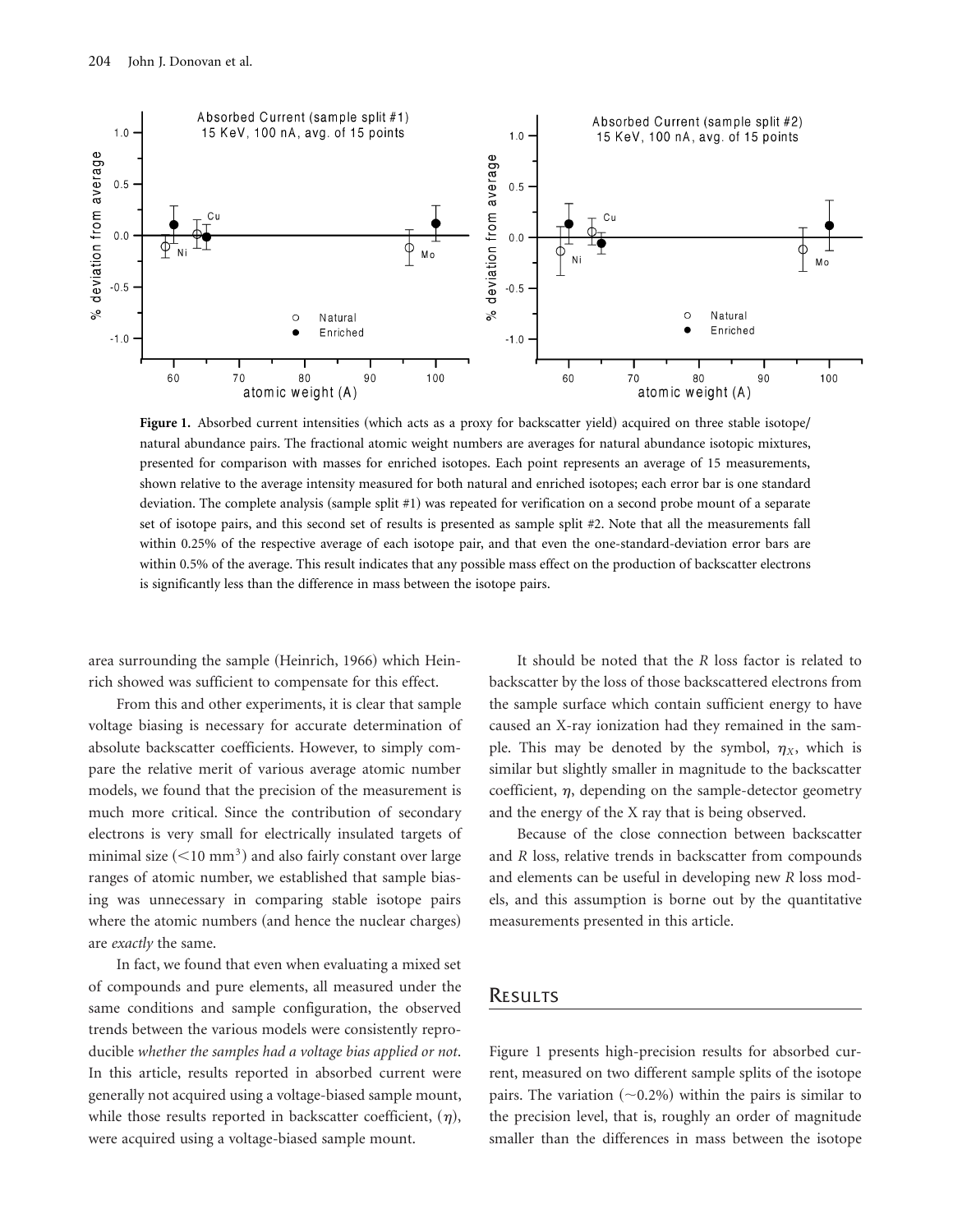**Figure 1.** Absorbed current intensities (which acts as a proxy for backscatter yield) acquired on three stable isotope/natural abundance pairs. The fractional atomic weight numbers are averages for natural abundance isotopic mixtures, presented for comparison with masses for enriched isotopes. Each point represents an average of 15 measurements, shown relative to the average intensity measured for both natural and enriched isotopes; each error bar is one standard deviation. The complete analysis (sample split #1) was repeated for verification on a second probe mount of a separate set of isotope pairs, and this second set of results is presented as sample split #2. Note that all the measurements fall within 0.25% of the respective average of each isotope pair, and that even the one-standard-deviation error bars are within 0.5% of the average. This result indicates that any possible mass effect on the production of backscatter electrons is significantly less than the difference in mass between the isotope pairs.

area surrounding the sample (Heinrich, 1966) which Heinrich showed was sufficient to compensate for this effect.

From this and other experiments, it is clear that sample voltage biasing is necessary for accurate determination of absolute backscatter coefficients. However, to simply compare the relative merit of various average atomic number models, we found that the precision of the measurement is much more critical. Since the contribution of secondary electrons is very small for electrically insulated targets of minimal size ($<10$ mm$^3$) and also fairly constant over large ranges of atomic number, we established that sample biasing was unnecessary in comparing stable isotope pairs where the atomic numbers (and hence the nuclear charges) are *exactly* the same.

In fact, we found that even when evaluating a mixed set of compounds and pure elements, all measured under the same conditions and sample configuration, the observed trends between the various models were consistently reproducible *whether the samples had a voltage bias applied or not*. In this article, results reported in absorbed current were generally not acquired using a voltage-biased sample mount, while those results reported in backscatter coefficient, ($\eta$), were acquired using a voltage-biased sample mount.

It should be noted that the *R* loss factor is related to backscatter by the loss of those backscattered electrons from the sample surface which contain sufficient energy to have caused an X-ray ionization had they remained in the sample. This may be denoted by the symbol, $\eta_X$, which is similar but slightly smaller in magnitude to the backscatter coefficient, $\eta$, depending on the sample-detector geometry and the energy of the X ray that is being observed.

Because of the close connection between backscatter and *R* loss, relative trends in backscatter from compounds and elements can be useful in developing new *R* loss models, and this assumption is borne out by the quantitative measurements presented in this article.

## Results

Figure 1 presents high-precision results for absorbed current, measured on two different sample splits of the isotope pairs. The variation ($\sim$0.2%) within the pairs is similar to the precision level, that is, roughly an order of magnitude smaller than the differences in mass between the isotope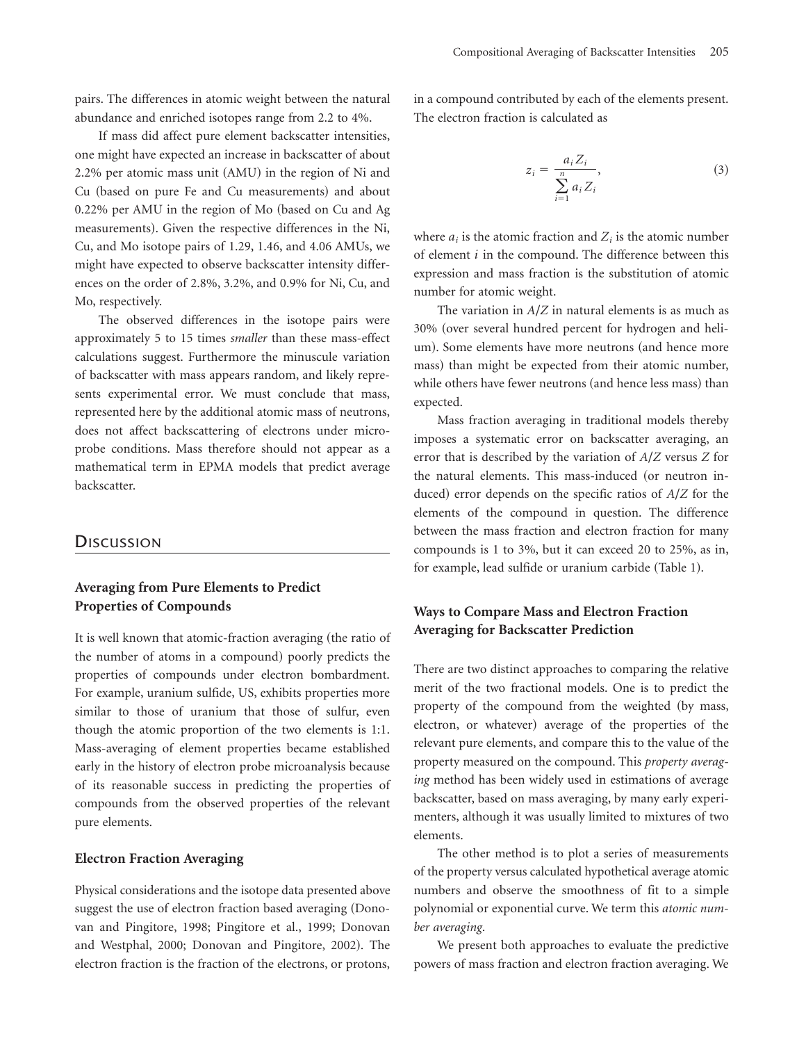pairs. The differences in atomic weight between the natural abundance and enriched isotopes range from 2.2 to 4%.

If mass did affect pure element backscatter intensities, one might have expected an increase in backscatter of about 2.2% per atomic mass unit (AMU) in the region of Ni and Cu (based on pure Fe and Cu measurements) and about 0.22% per AMU in the region of Mo (based on Cu and Ag measurements). Given the respective differences in the Ni, Cu, and Mo isotope pairs of 1.29, 1.46, and 4.06 AMUs, we might have expected to observe backscatter intensity differences on the order of 2.8%, 3.2%, and 0.9% for Ni, Cu, and Mo, respectively.

The observed differences in the isotope pairs were approximately 5 to 15 times *smaller* than these mass-effect calculations suggest. Furthermore the minuscule variation of backscatter with mass appears random, and likely represents experimental error. We must conclude that mass, represented here by the additional atomic mass of neutrons, does not affect backscattering of electrons under microprobe conditions. Mass therefore should not appear as a mathematical term in EPMA models that predict average backscatter.

## Discussion

### Averaging from Pure Elements to Predict Properties of Compounds

It is well known that atomic-fraction averaging (the ratio of the number of atoms in a compound) poorly predicts the properties of compounds under electron bombardment. For example, uranium sulfide, US, exhibits properties more similar to those of uranium that those of sulfur, even though the atomic proportion of the two elements is 1:1. Mass-averaging of element properties became established early in the history of electron probe microanalysis because of its reasonable success in predicting the properties of compounds from the observed properties of the relevant pure elements.

### Electron Fraction Averaging

Physical considerations and the isotope data presented above suggest the use of electron fraction based averaging (Donovan and Pingitore, 1998; Pingitore et al., 1999; Donovan and Westphal, 2000; Donovan and Pingitore, 2002). The electron fraction is the fraction of the electrons, or protons, in a compound contributed by each of the elements present. The electron fraction is calculated as

$$z_i = \frac{a_i Z_i}{\sum_{i=1}^{n} a_i Z_i}, \tag{3}$$

where $a_i$ is the atomic fraction and $Z_i$ is the atomic number of element $i$ in the compound. The difference between this expression and mass fraction is the substitution of atomic number for atomic weight.

The variation in $A/Z$ in natural elements is as much as 30% (over several hundred percent for hydrogen and helium). Some elements have more neutrons (and hence more mass) than might be expected from their atomic number, while others have fewer neutrons (and hence less mass) than expected.

Mass fraction averaging in traditional models thereby imposes a systematic error on backscatter averaging, an error that is described by the variation of $A/Z$ versus $Z$ for the natural elements. This mass-induced (or neutron induced) error depends on the specific ratios of $A/Z$ for the elements of the compound in question. The difference between the mass fraction and electron fraction for many compounds is 1 to 3%, but it can exceed 20 to 25%, as in, for example, lead sulfide or uranium carbide (Table 1).

### Ways to Compare Mass and Electron Fraction Averaging for Backscatter Prediction

There are two distinct approaches to comparing the relative merit of the two fractional models. One is to predict the property of the compound from the weighted (by mass, electron, or whatever) average of the properties of the relevant pure elements, and compare this to the value of the property measured on the compound. This *property averaging* method has been widely used in estimations of average backscatter, based on mass averaging, by many early experimenters, although it was usually limited to mixtures of two elements.

The other method is to plot a series of measurements of the property versus calculated hypothetical average atomic numbers and observe the smoothness of fit to a simple polynomial or exponential curve. We term this *atomic number averaging*.

We present both approaches to evaluate the predictive powers of mass fraction and electron fraction averaging. We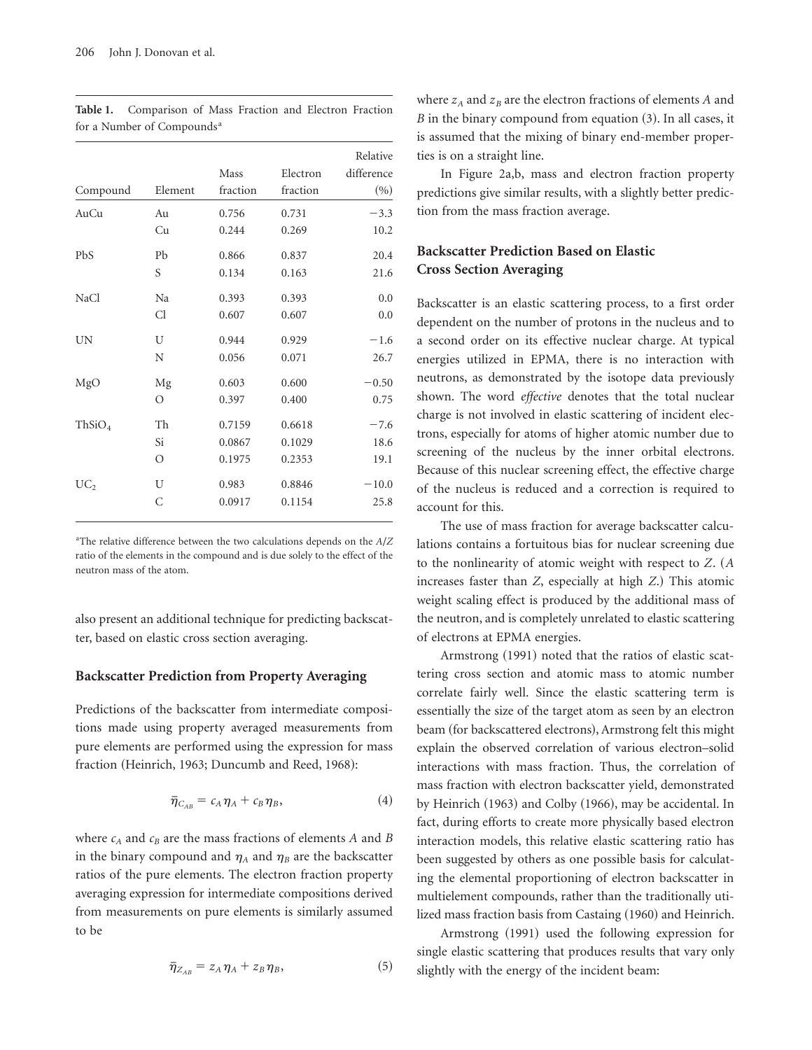**Table 1.** Comparison of Mass Fraction and Electron Fraction for a Number of Compounds[a]

| Compound | Element | Mass fraction | Electron fraction | Relative difference (%) |
|---|---|---|---|---|
| AuCu | Au | 0.756 | 0.731 | −3.3 |
| | Cu | 0.244 | 0.269 | 10.2 |
| PbS | Pb | 0.866 | 0.837 | 20.4 |
| | S | 0.134 | 0.163 | 21.6 |
| NaCl | Na | 0.393 | 0.393 | 0.0 |
| | Cl | 0.607 | 0.607 | 0.0 |
| UN | U | 0.944 | 0.929 | −1.6 |
| | N | 0.056 | 0.071 | 26.7 |
| MgO | Mg | 0.603 | 0.600 | −0.50 |
| | O | 0.397 | 0.400 | 0.75 |
| $ThSiO_4$ | Th | 0.7159 | 0.6618 | −7.6 |
| | Si | 0.0867 | 0.1029 | 18.6 |
| | O | 0.1975 | 0.2353 | 19.1 |
| $UC_2$ | U | 0.983 | 0.8846 | −10.0 |
| | C | 0.0917 | 0.1154 | 25.8 |

[a]The relative difference between the two calculations depends on the $A/Z$ ratio of the elements in the compound and is due solely to the effect of the neutron mass of the atom.

also present an additional technique for predicting backscatter, based on elastic cross section averaging.

## Backscatter Prediction from Property Averaging

Predictions of the backscatter from intermediate compositions made using property averaged measurements from pure elements are performed using the expression for mass fraction (Heinrich, 1963; Duncumb and Reed, 1968):

$$\bar{\eta}_{C_{AB}} = c_A \eta_A + c_B \eta_B, \tag{4}$$

where $c_A$ and $c_B$ are the mass fractions of elements $A$ and $B$ in the binary compound and $\eta_A$ and $\eta_B$ are the backscatter ratios of the pure elements. The electron fraction property averaging expression for intermediate compositions derived from measurements on pure elements is similarly assumed to be

$$\bar{\eta}_{Z_{AB}} = z_A \eta_A + z_B \eta_B, \tag{5}$$

where $z_A$ and $z_B$ are the electron fractions of elements $A$ and $B$ in the binary compound from equation (3). In all cases, it is assumed that the mixing of binary end-member properties is on a straight line.

In Figure 2a,b, mass and electron fraction property predictions give similar results, with a slightly better prediction from the mass fraction average.

## Backscatter Prediction Based on Elastic Cross Section Averaging

Backscatter is an elastic scattering process, to a first order dependent on the number of protons in the nucleus and to a second order on its effective nuclear charge. At typical energies utilized in EPMA, there is no interaction with neutrons, as demonstrated by the isotope data previously shown. The word *effective* denotes that the total nuclear charge is not involved in elastic scattering of incident electrons, especially for atoms of higher atomic number due to screening of the nucleus by the inner orbital electrons. Because of this nuclear screening effect, the effective charge of the nucleus is reduced and a correction is required to account for this.

The use of mass fraction for average backscatter calculations contains a fortuitous bias for nuclear screening due to the nonlinearity of atomic weight with respect to $Z$. ($A$ increases faster than $Z$, especially at high $Z$.) This atomic weight scaling effect is produced by the additional mass of the neutron, and is completely unrelated to elastic scattering of electrons at EPMA energies.

Armstrong (1991) noted that the ratios of elastic scattering cross section and atomic mass to atomic number correlate fairly well. Since the elastic scattering term is essentially the size of the target atom as seen by an electron beam (for backscattered electrons), Armstrong felt this might explain the observed correlation of various electron–solid interactions with mass fraction. Thus, the correlation of mass fraction with electron backscatter yield, demonstrated by Heinrich (1963) and Colby (1966), may be accidental. In fact, during efforts to create more physically based electron interaction models, this relative elastic scattering ratio has been suggested by others as one possible basis for calculating the elemental proportioning of electron backscatter in multielement compounds, rather than the traditionally utilized mass fraction basis from Castaing (1960) and Heinrich.

Armstrong (1991) used the following expression for single elastic scattering that produces results that vary only slightly with the energy of the incident beam: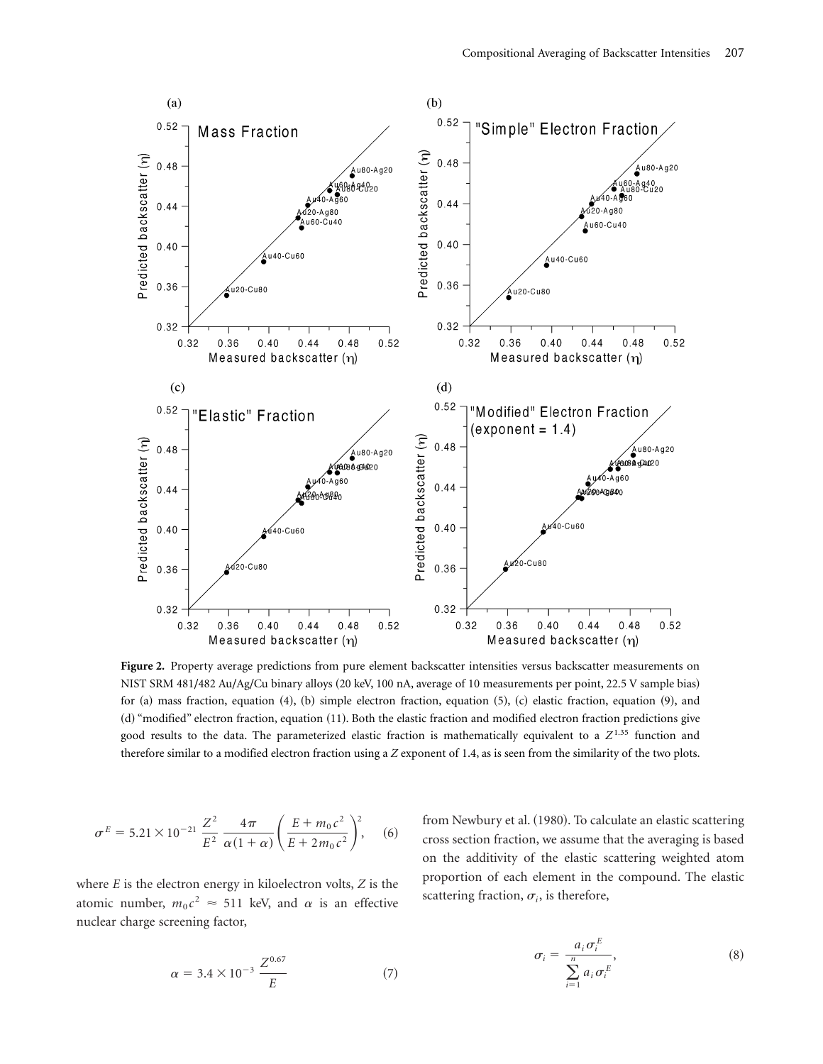**Figure 2.** Property average predictions from pure element backscatter intensities versus backscatter measurements on NIST SRM 481/482 Au/Ag/Cu binary alloys (20 keV, 100 nA, average of 10 measurements per point, 22.5 V sample bias) for (a) mass fraction, equation (4), (b) simple electron fraction, equation (5), (c) elastic fraction, equation (9), and (d) "modified" electron fraction, equation (11). Both the elastic fraction and modified electron fraction predictions give good results to the data. The parameterized elastic fraction is mathematically equivalent to a $Z^{1.35}$ function and therefore similar to a modified electron fraction using a $Z$ exponent of 1.4, as is seen from the similarity of the two plots.

$$\sigma^E = 5.21 \times 10^{-21} \frac{Z^2}{E^2} \frac{4\pi}{\alpha(1+\alpha)} \left( \frac{E + m_0 c^2}{E + 2 m_0 c^2} \right)^2, \quad (6)$$

where $E$ is the electron energy in kiloelectron volts, $Z$ is the atomic number, $m_0 c^2 \approx 511$ keV, and $\alpha$ is an effective nuclear charge screening factor,

$$\alpha = 3.4 \times 10^{-3} \frac{Z^{0.67}}{E} \quad (7)$$

from Newbury et al. (1980). To calculate an elastic scattering cross section fraction, we assume that the averaging is based on the additivity of the elastic scattering weighted atom proportion of each element in the compound. The elastic scattering fraction, $\sigma_i$, is therefore,

$$\sigma_i = \frac{a_i \sigma_i^E}{\sum_{i=1}^{n} a_i \sigma_i^E}, \quad (8)$$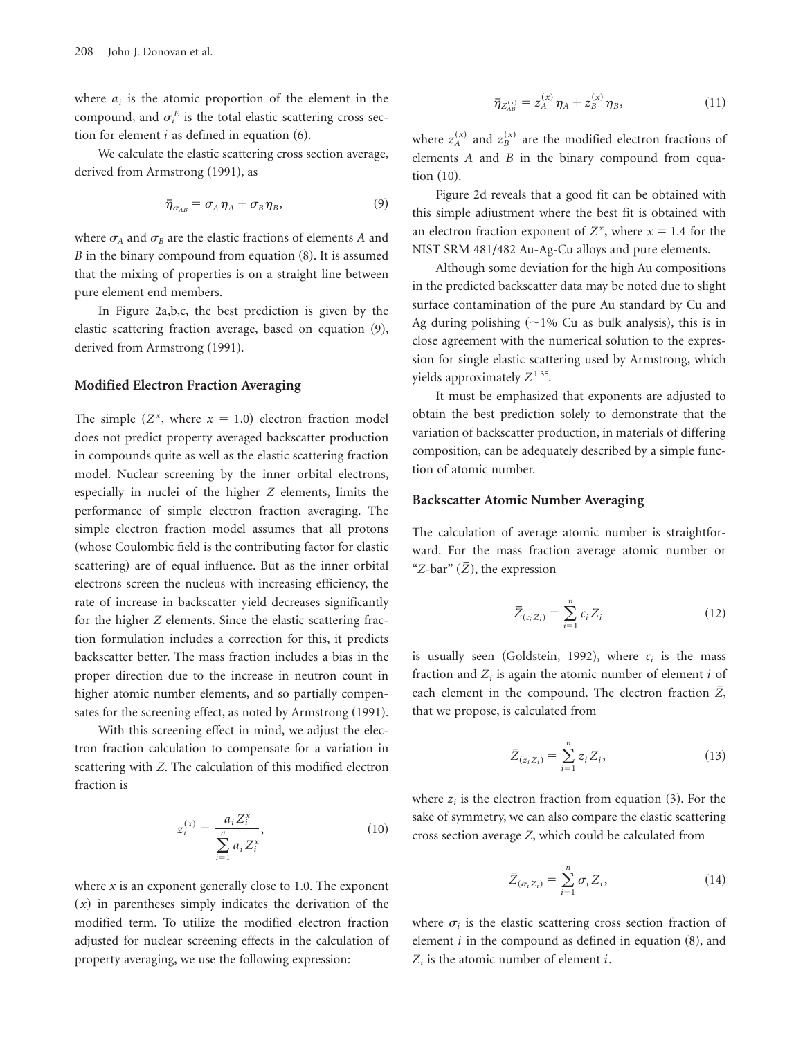where $a_i$ is the atomic proportion of the element in the compound, and $\sigma_i^E$ is the total elastic scattering cross section for element $i$ as defined in equation (6).

We calculate the elastic scattering cross section average, derived from Armstrong (1991), as

$$\bar{\eta}_{\sigma_{AB}} = \sigma_A \eta_A + \sigma_B \eta_B, \tag{9}$$

where $\sigma_A$ and $\sigma_B$ are the elastic fractions of elements $A$ and $B$ in the binary compound from equation (8). It is assumed that the mixing of properties is on a straight line between pure element end members.

In Figure 2a,b,c, the best prediction is given by the elastic scattering fraction average, based on equation (9), derived from Armstrong (1991).

### Modified Electron Fraction Averaging

The simple ($Z^x$, where $x = 1.0$) electron fraction model does not predict property averaged backscatter production in compounds quite as well as the elastic scattering fraction model. Nuclear screening by the inner orbital electrons, especially in nuclei of the higher $Z$ elements, limits the performance of simple electron fraction averaging. The simple electron fraction model assumes that all protons (whose Coulombic field is the contributing factor for elastic scattering) are of equal influence. But as the inner orbital electrons screen the nucleus with increasing efficiency, the rate of increase in backscatter yield decreases significantly for the higher $Z$ elements. Since the elastic scattering fraction formulation includes a correction for this, it predicts backscatter better. The mass fraction includes a bias in the proper direction due to the increase in neutron count in higher atomic number elements, and so partially compensates for the screening effect, as noted by Armstrong (1991).

With this screening effect in mind, we adjust the electron fraction calculation to compensate for a variation in scattering with $Z$. The calculation of this modified electron fraction is

$$z_i^{(x)} = \frac{a_i Z_i^x}{\sum_{i=1}^{n} a_i Z_i^x}, \tag{10}$$

where $x$ is an exponent generally close to 1.0. The exponent $(x)$ in parentheses simply indicates the derivation of the modified term. To utilize the modified electron fraction adjusted for nuclear screening effects in the calculation of property averaging, we use the following expression:

$$\bar{\eta}_{Z_{AB}^{(x)}} = z_A^{(x)} \eta_A + z_B^{(x)} \eta_B, \tag{11}$$

where $z_A^{(x)}$ and $z_B^{(x)}$ are the modified electron fractions of elements $A$ and $B$ in the binary compound from equation (10).

Figure 2d reveals that a good fit can be obtained with this simple adjustment where the best fit is obtained with an electron fraction exponent of $Z^x$, where $x = 1.4$ for the NIST SRM 481/482 Au-Ag-Cu alloys and pure elements.

Although some deviation for the high Au compositions in the predicted backscatter data may be noted due to slight surface contamination of the pure Au standard by Cu and Ag during polishing (~1% Cu as bulk analysis), this is in close agreement with the numerical solution to the expression for single elastic scattering used by Armstrong, which yields approximately $Z^{1.35}$.

It must be emphasized that exponents are adjusted to obtain the best prediction solely to demonstrate that the variation of backscatter production, in materials of differing composition, can be adequately described by a simple function of atomic number.

### Backscatter Atomic Number Averaging

The calculation of average atomic number is straightforward. For the mass fraction average atomic number or "$Z$-bar" ($\bar{Z}$), the expression

$$\bar{Z}_{(c_i Z_i)} = \sum_{i=1}^{n} c_i Z_i \tag{12}$$

is usually seen (Goldstein, 1992), where $c_i$ is the mass fraction and $Z_i$ is again the atomic number of element $i$ of each element in the compound. The electron fraction $\bar{Z}$, that we propose, is calculated from

$$\bar{Z}_{(z_i Z_i)} = \sum_{i=1}^{n} z_i Z_i, \tag{13}$$

where $z_i$ is the electron fraction from equation (3). For the sake of symmetry, we can also compare the elastic scattering cross section average $Z$, which could be calculated from

$$\bar{Z}_{(\sigma_i Z_i)} = \sum_{i=1}^{n} \sigma_i Z_i, \tag{14}$$

where $\sigma_i$ is the elastic scattering cross section fraction of element $i$ in the compound as defined in equation (8), and $Z_i$ is the atomic number of element $i$.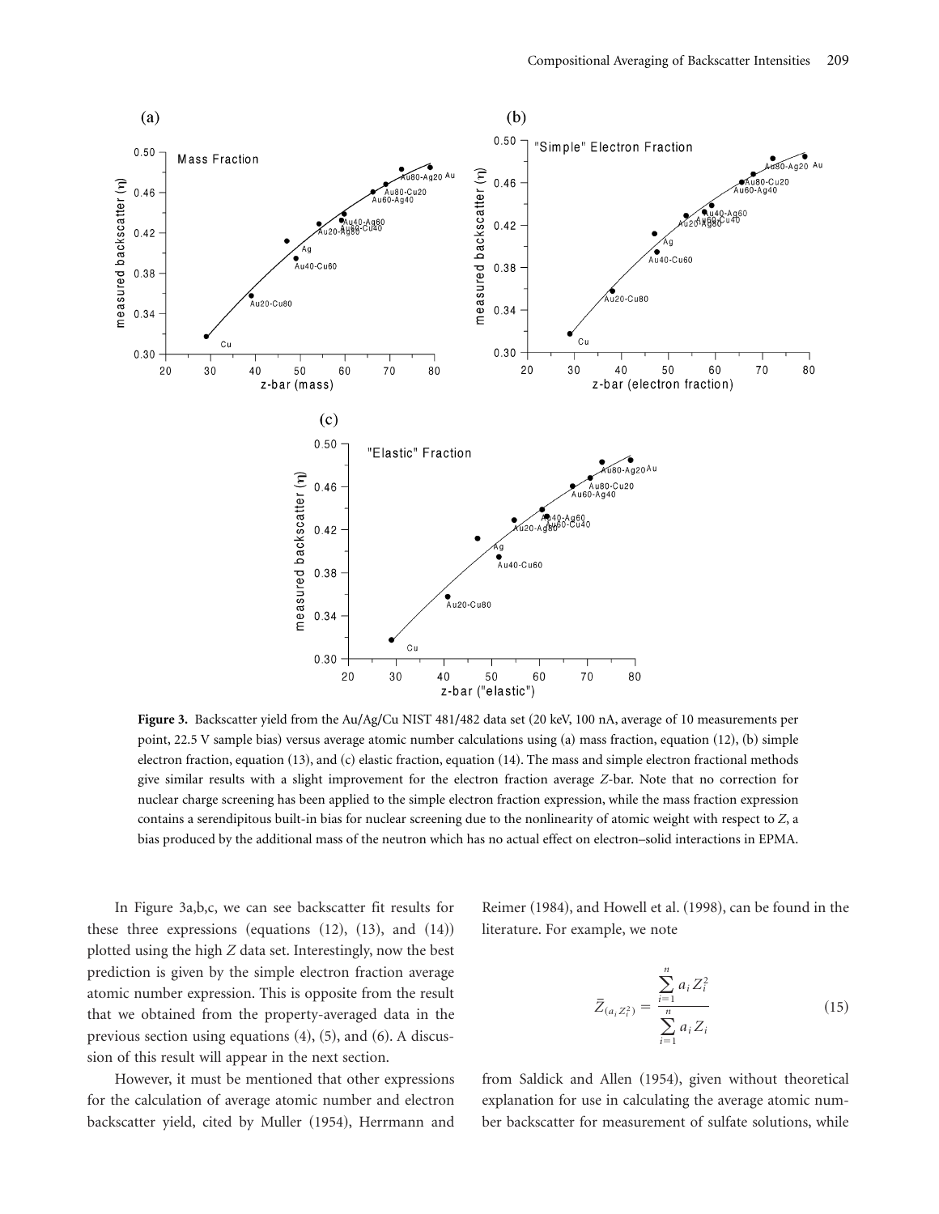**Figure 3.** Backscatter yield from the Au/Ag/Cu NIST 481/482 data set (20 keV, 100 nA, average of 10 measurements per point, 22.5 V sample bias) versus average atomic number calculations using (a) mass fraction, equation (12), (b) simple electron fraction, equation (13), and (c) elastic fraction, equation (14). The mass and simple electron fractional methods give similar results with a slight improvement for the electron fraction average *Z*-bar. Note that no correction for nuclear charge screening has been applied to the simple electron fraction expression, while the mass fraction expression contains a serendipitous built-in bias for nuclear screening due to the nonlinearity of atomic weight with respect to *Z*, a bias produced by the additional mass of the neutron which has no actual effect on electron–solid interactions in EPMA.

In Figure 3a,b,c, we can see backscatter fit results for these three expressions (equations (12), (13), and (14)) plotted using the high *Z* data set. Interestingly, now the best prediction is given by the simple electron fraction average atomic number expression. This is opposite from the result that we obtained from the property-averaged data in the previous section using equations (4), (5), and (6). A discussion of this result will appear in the next section.

However, it must be mentioned that other expressions for the calculation of average atomic number and electron backscatter yield, cited by Muller (1954), Herrmann and Reimer (1984), and Howell et al. (1998), can be found in the literature. For example, we note

$$\bar{Z}_{(a_i Z_i^2)} = \frac{\sum_{i=1}^{n} a_i Z_i^2}{\sum_{i=1}^{n} a_i Z_i} \tag{15}$$

from Saldick and Allen (1954), given without theoretical explanation for use in calculating the average atomic number backscatter for measurement of sulfate solutions, while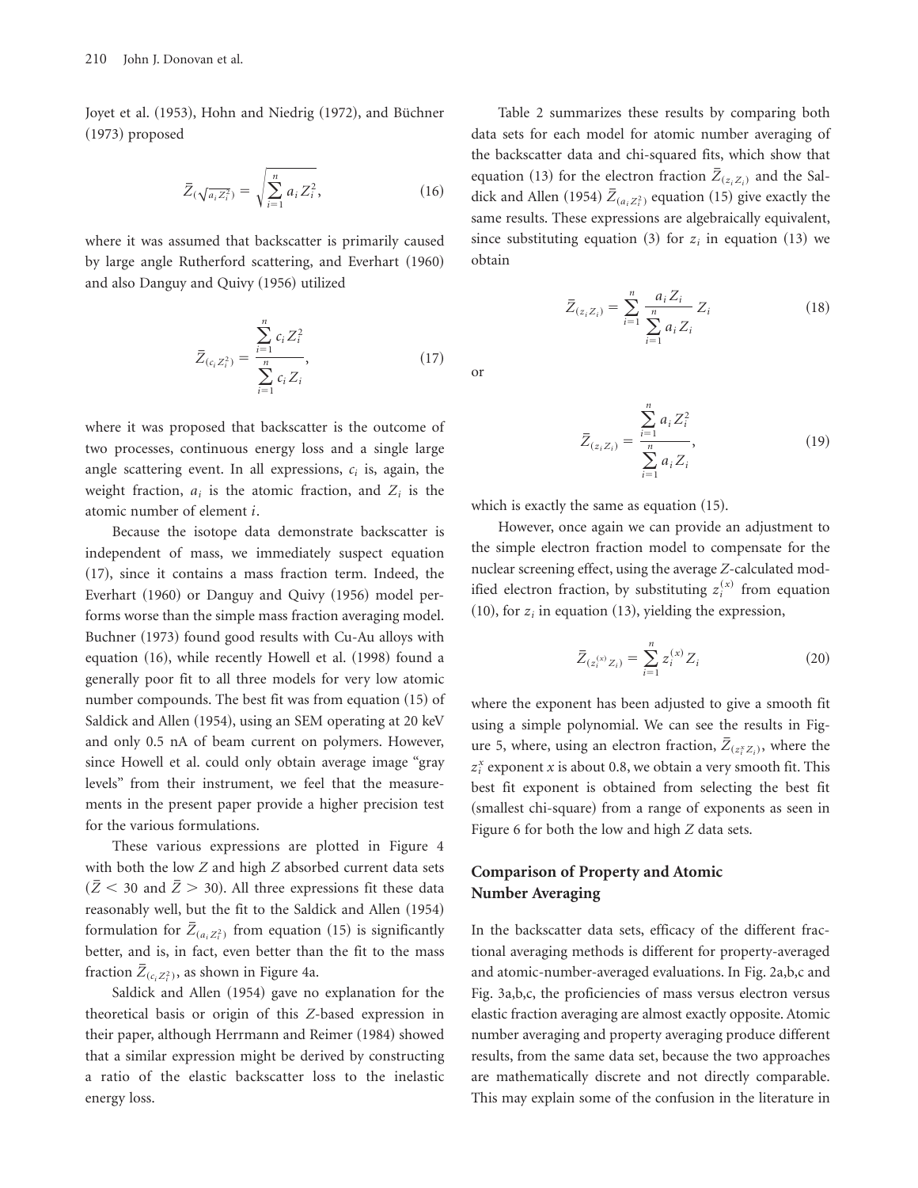Joyet et al. (1953), Hohn and Niedrig (1972), and Büchner (1973) proposed

$$\bar{Z}_{(\sqrt{a_i Z_i^2})} = \sqrt{\sum_{i=1}^{n} a_i Z_i^2}, \tag{16}$$

where it was assumed that backscatter is primarily caused by large angle Rutherford scattering, and Everhart (1960) and also Danguy and Quivy (1956) utilized

$$\bar{Z}_{(c_i Z_i^2)} = \frac{\sum_{i=1}^{n} c_i Z_i^2}{\sum_{i=1}^{n} c_i Z_i}, \tag{17}$$

where it was proposed that backscatter is the outcome of two processes, continuous energy loss and a single large angle scattering event. In all expressions, $c_i$ is, again, the weight fraction, $a_i$ is the atomic fraction, and $Z_i$ is the atomic number of element $i$.

Because the isotope data demonstrate backscatter is independent of mass, we immediately suspect equation (17), since it contains a mass fraction term. Indeed, the Everhart (1960) or Danguy and Quivy (1956) model performs worse than the simple mass fraction averaging model. Buchner (1973) found good results with Cu-Au alloys with equation (16), while recently Howell et al. (1998) found a generally poor fit to all three models for very low atomic number compounds. The best fit was from equation (15) of Saldick and Allen (1954), using an SEM operating at 20 keV and only 0.5 nA of beam current on polymers. However, since Howell et al. could only obtain average image "gray levels" from their instrument, we feel that the measurements in the present paper provide a higher precision test for the various formulations.

These various expressions are plotted in Figure 4 with both the low $Z$ and high $Z$ absorbed current data sets ($\bar{Z} < 30$ and $\bar{Z} > 30$). All three expressions fit these data reasonably well, but the fit to the Saldick and Allen (1954) formulation for $\bar{Z}_{(a_i Z_i^2)}$ from equation (15) is significantly better, and is, in fact, even better than the fit to the mass fraction $\bar{Z}_{(c_i Z_i^2)}$, as shown in Figure 4a.

Saldick and Allen (1954) gave no explanation for the theoretical basis or origin of this $Z$-based expression in their paper, although Herrmann and Reimer (1984) showed that a similar expression might be derived by constructing a ratio of the elastic backscatter loss to the inelastic energy loss.

Table 2 summarizes these results by comparing both data sets for each model for atomic number averaging of the backscatter data and chi-squared fits, which show that equation (13) for the electron fraction $\bar{Z}_{(z_i Z_i)}$ and the Saldick and Allen (1954) $\bar{Z}_{(a_i Z_i^2)}$ equation (15) give exactly the same results. These expressions are algebraically equivalent, since substituting equation (3) for $z_i$ in equation (13) we obtain

$$\bar{Z}_{(z_i Z_i)} = \sum_{i=1}^{n} \frac{a_i Z_i}{\sum_{i=1}^{n} a_i Z_i} Z_i \tag{18}$$

or

$$\bar{Z}_{(z_i Z_i)} = \frac{\sum_{i=1}^{n} a_i Z_i^2}{\sum_{i=1}^{n} a_i Z_i}, \tag{19}$$

which is exactly the same as equation (15).

However, once again we can provide an adjustment to the simple electron fraction model to compensate for the nuclear screening effect, using the average $Z$-calculated modified electron fraction, by substituting $z_i^{(x)}$ from equation (10), for $z_i$ in equation (13), yielding the expression,

$$\bar{Z}_{(z_i^{(x)} Z_i)} = \sum_{i=1}^{n} z_i^{(x)} Z_i \tag{20}$$

where the exponent has been adjusted to give a smooth fit using a simple polynomial. We can see the results in Figure 5, where, using an electron fraction, $\bar{Z}_{(z_i^x Z_i)}$, where the $z_i^x$ exponent $x$ is about 0.8, we obtain a very smooth fit. This best fit exponent is obtained from selecting the best fit (smallest chi-square) from a range of exponents as seen in Figure 6 for both the low and high $Z$ data sets.

## Comparison of Property and Atomic Number Averaging

In the backscatter data sets, efficacy of the different fractional averaging methods is different for property-averaged and atomic-number-averaged evaluations. In Fig. 2a,b,c and Fig. 3a,b,c, the proficiencies of mass versus electron versus elastic fraction averaging are almost exactly opposite. Atomic number averaging and property averaging produce different results, from the same data set, because the two approaches are mathematically discrete and not directly comparable. This may explain some of the confusion in the literature in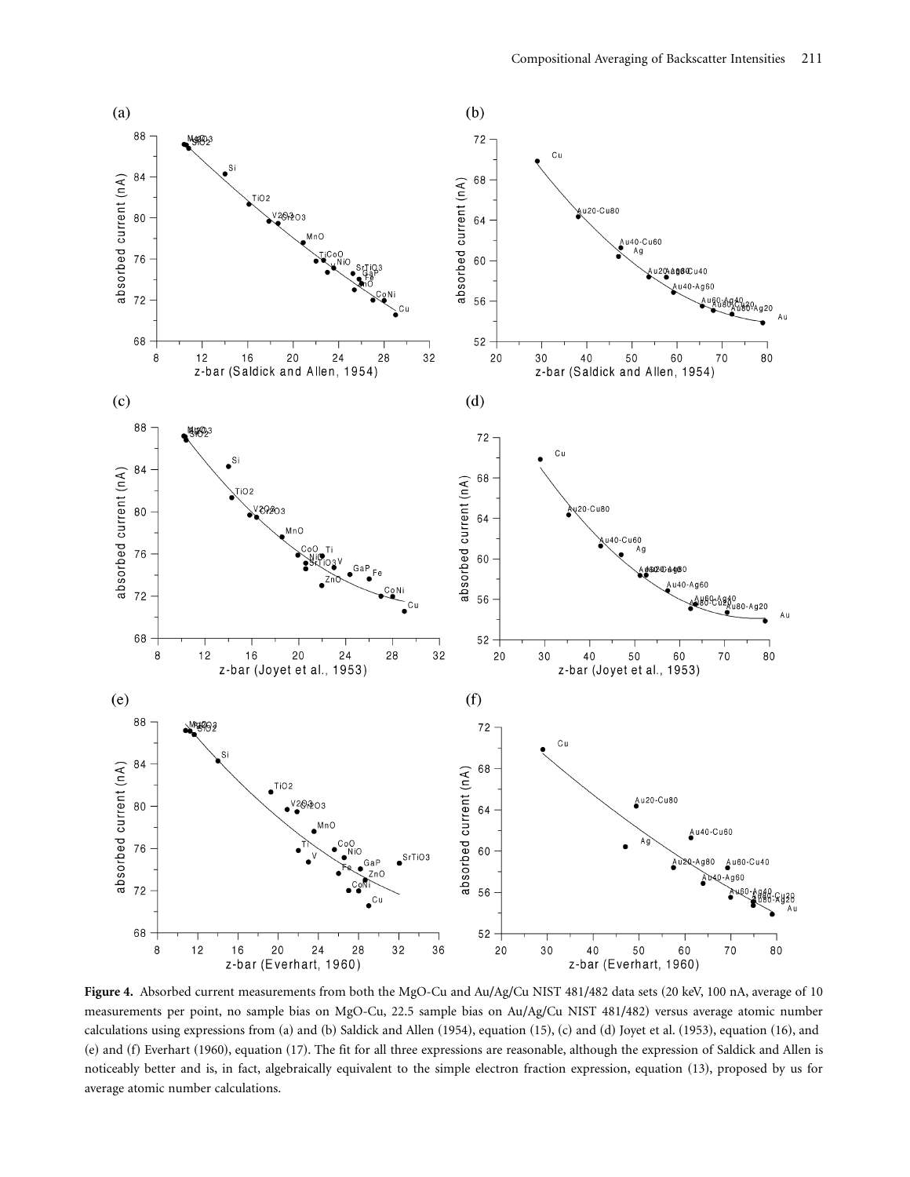**Figure 4.** Absorbed current measurements from both the MgO-Cu and Au/Ag/Cu NIST 481/482 data sets (20 keV, 100 nA, average of 10 measurements per point, no sample bias on MgO-Cu, 22.5 sample bias on Au/Ag/Cu NIST 481/482) versus average atomic number calculations using expressions from (a) and (b) Saldick and Allen (1954), equation (15), (c) and (d) Joyet et al. (1953), equation (16), and (e) and (f) Everhart (1960), equation (17). The fit for all three expressions are reasonable, although the expression of Saldick and Allen is noticeably better and is, in fact, algebraically equivalent to the simple electron fraction expression, equation (13), proposed by us for average atomic number calculations.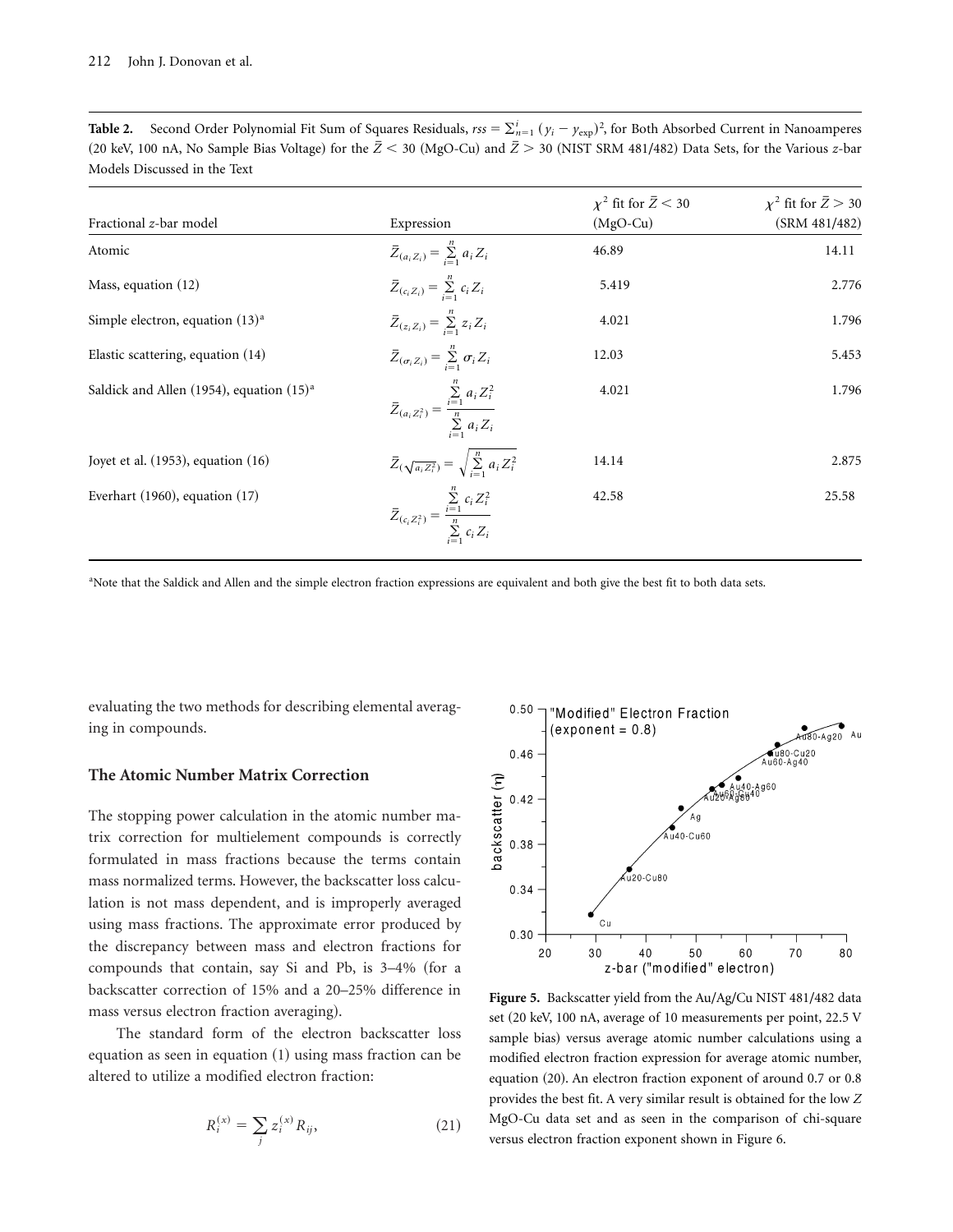**Table 2.** Second Order Polynomial Fit Sum of Squares Residuals, $rss = \sum_{n=1}^{i} (y_i - y_{\text{exp}})^2$, for Both Absorbed Current in Nanoamperes (20 keV, 100 nA, No Sample Bias Voltage) for the $\bar{Z} < 30$ (MgO-Cu) and $\bar{Z} > 30$ (NIST SRM 481/482) Data Sets, for the Various *z*-bar Models Discussed in the Text

| Fractional *z*-bar model | Expression | $\chi^2$ fit for $\bar{Z} < 30$ (MgO-Cu) | $\chi^2$ fit for $\bar{Z} > 30$ (SRM 481/482) |
|---|---|---|---|
| Atomic | $\bar{Z}_{(a_i Z_i)} = \sum_{i=1}^{n} a_i Z_i$ | 46.89 | 14.11 |
| Mass, equation (12) | $\bar{Z}_{(c_i Z_i)} = \sum_{i=1}^{n} c_i Z_i$ | 5.419 | 2.776 |
| Simple electron, equation (13)[a] | $\bar{Z}_{(z_i Z_i)} = \sum_{i=1}^{n} z_i Z_i$ | 4.021 | 1.796 |
| Elastic scattering, equation (14) | $\bar{Z}_{(\sigma_i Z_i)} = \sum_{i=1}^{n} \sigma_i Z_i$ | 12.03 | 5.453 |
| Saldick and Allen (1954), equation (15)[a] | $\bar{Z}_{(a_i Z_i^2)} = \frac{\sum_{i=1}^{n} a_i Z_i^2}{\sum_{i=1}^{n} a_i Z_i}$ | 4.021 | 1.796 |
| Joyet et al. (1953), equation (16) | $\bar{Z}_{(\sqrt{a_i Z_i^2})} = \sqrt{\sum_{i=1}^{n} a_i Z_i^2}$ | 14.14 | 2.875 |
| Everhart (1960), equation (17) | $\bar{Z}_{(c_i Z_i^2)} = \frac{\sum_{i=1}^{n} c_i Z_i^2}{\sum_{i=1}^{n} c_i Z_i}$ | 42.58 | 25.58 |

[a]Note that the Saldick and Allen and the simple electron fraction expressions are equivalent and both give the best fit to both data sets.

evaluating the two methods for describing elemental averaging in compounds.

## The Atomic Number Matrix Correction

The stopping power calculation in the atomic number matrix correction for multielement compounds is correctly formulated in mass fractions because the terms contain mass normalized terms. However, the backscatter loss calculation is not mass dependent, and is improperly averaged using mass fractions. The approximate error produced by the discrepancy between mass and electron fractions for compounds that contain, say Si and Pb, is 3–4% (for a backscatter correction of 15% and a 20–25% difference in mass versus electron fraction averaging).

The standard form of the electron backscatter loss equation as seen in equation (1) using mass fraction can be altered to utilize a modified electron fraction:

$$R_i^{(x)} = \sum_j z_i^{(x)} R_{ij}, \tag{21}$$

**Figure 5.** Backscatter yield from the Au/Ag/Cu NIST 481/482 data set (20 keV, 100 nA, average of 10 measurements per point, 22.5 V sample bias) versus average atomic number calculations using a modified electron fraction expression for average atomic number, equation (20). An electron fraction exponent of around 0.7 or 0.8 provides the best fit. A very similar result is obtained for the low *Z* MgO-Cu data set and as seen in the comparison of chi-square versus electron fraction exponent shown in Figure 6.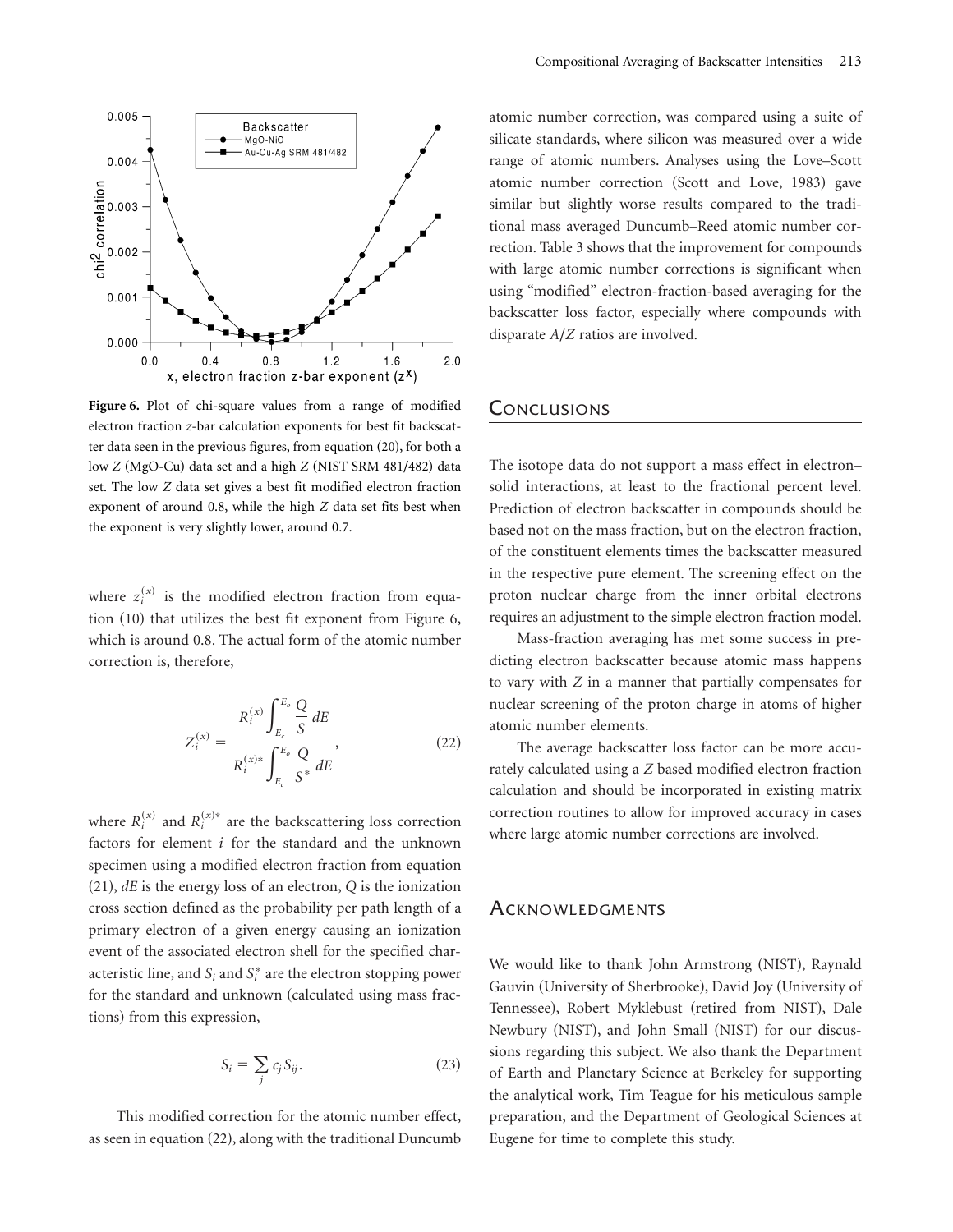**Figure 6.** Plot of chi-square values from a range of modified electron fraction *z*-bar calculation exponents for best fit backscatter data seen in the previous figures, from equation (20), for both a low *Z* (MgO-Cu) data set and a high *Z* (NIST SRM 481/482) data set. The low *Z* data set gives a best fit modified electron fraction exponent of around 0.8, while the high *Z* data set fits best when the exponent is very slightly lower, around 0.7.

where $z_i^{(x)}$ is the modified electron fraction from equation (10) that utilizes the best fit exponent from Figure 6, which is around 0.8. The actual form of the atomic number correction is, therefore,

$$Z_i^{(x)} = \frac{R_i^{(x)} \displaystyle\int_{E_c}^{E_o} \frac{Q}{S}\, dE}{R_i^{(x)*} \displaystyle\int_{E_c}^{E_o} \frac{Q}{S^*}\, dE}, \tag{22}$$

where $R_i^{(x)}$ and $R_i^{(x)*}$ are the backscattering loss correction factors for element $i$ for the standard and the unknown specimen using a modified electron fraction from equation (21), $dE$ is the energy loss of an electron, $Q$ is the ionization cross section defined as the probability per path length of a primary electron of a given energy causing an ionization event of the associated electron shell for the specified characteristic line, and $S_i$ and $S_i^*$ are the electron stopping power for the standard and unknown (calculated using mass fractions) from this expression,

$$S_i = \sum_j c_j S_{ij}. \tag{23}$$

This modified correction for the atomic number effect, as seen in equation (22), along with the traditional Duncumb atomic number correction, was compared using a suite of silicate standards, where silicon was measured over a wide range of atomic numbers. Analyses using the Love–Scott atomic number correction (Scott and Love, 1983) gave similar but slightly worse results compared to the traditional mass averaged Duncumb–Reed atomic number correction. Table 3 shows that the improvement for compounds with large atomic number corrections is significant when using "modified" electron-fraction-based averaging for the backscatter loss factor, especially where compounds with disparate $A/Z$ ratios are involved.

## Conclusions

The isotope data do not support a mass effect in electron–solid interactions, at least to the fractional percent level. Prediction of electron backscatter in compounds should be based not on the mass fraction, but on the electron fraction, of the constituent elements times the backscatter measured in the respective pure element. The screening effect on the proton nuclear charge from the inner orbital electrons requires an adjustment to the simple electron fraction model.

Mass-fraction averaging has met some success in predicting electron backscatter because atomic mass happens to vary with $Z$ in a manner that partially compensates for nuclear screening of the proton charge in atoms of higher atomic number elements.

The average backscatter loss factor can be more accurately calculated using a $Z$ based modified electron fraction calculation and should be incorporated in existing matrix correction routines to allow for improved accuracy in cases where large atomic number corrections are involved.

## Acknowledgments

We would like to thank John Armstrong (NIST), Raynald Gauvin (University of Sherbrooke), David Joy (University of Tennessee), Robert Myklebust (retired from NIST), Dale Newbury (NIST), and John Small (NIST) for our discussions regarding this subject. We also thank the Department of Earth and Planetary Science at Berkeley for supporting the analytical work, Tim Teague for his meticulous sample preparation, and the Department of Geological Sciences at Eugene for time to complete this study.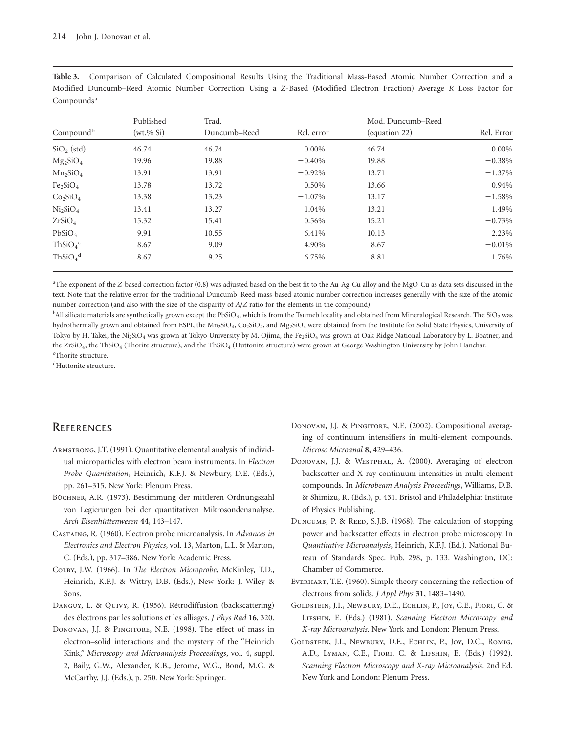**Table 3.** Comparison of Calculated Compositional Results Using the Traditional Mass-Based Atomic Number Correction and a Modified Duncumb–Reed Atomic Number Correction Using a *Z*-Based (Modified Electron Fraction) Average *R* Loss Factor for Compounds[a]

| Compound[b] | Published (wt.% Si) | Trad. Duncumb–Reed | Rel. error | Mod. Duncumb–Reed (equation 22) | Rel. Error |
|---|---|---|---|---|---|
| $SiO_2$ (std) | 46.74 | 46.74 | 0.00% | 46.74 | 0.00% |
| $Mg_2SiO_4$ | 19.96 | 19.88 | −0.40% | 19.88 | −0.38% |
| $Mn_2SiO_4$ | 13.91 | 13.91 | −0.92% | 13.71 | −1.37% |
| $Fe_2SiO_4$ | 13.78 | 13.72 | −0.50% | 13.66 | −0.94% |
| $Co_2SiO_4$ | 13.38 | 13.23 | −1.07% | 13.17 | −1.58% |
| $Ni_2SiO_4$ | 13.41 | 13.27 | −1.04% | 13.21 | −1.49% |
| $ZrSiO_4$ | 15.32 | 15.41 | 0.56% | 15.21 | −0.73% |
| $PbSiO_3$ | 9.91 | 10.55 | 6.41% | 10.13 | 2.23% |
| $ThSiO_4$[c] | 8.67 | 9.09 | 4.90% | 8.67 | −0.01% |
| $ThSiO_4$[d] | 8.67 | 9.25 | 6.75% | 8.81 | 1.76% |

[a]The exponent of the *Z*-based correction factor (0.8) was adjusted based on the best fit to the Au-Ag-Cu alloy and the MgO-Cu as data sets discussed in the text. Note that the relative error for the traditional Duncumb–Reed mass-based atomic number correction increases generally with the size of the atomic number correction (and also with the size of the disparity of *A*/*Z* ratio for the elements in the compound).

[b]All silicate materials are synthetically grown except the $PbSiO_3$, which is from the Tsumeb locality and obtained from Mineralogical Research. The $SiO_2$ was hydrothermally grown and obtained from ESPI, the $Mn_2SiO_4$, $Co_2SiO_4$, and $Mg_2SiO_4$ were obtained from the Institute for Solid State Physics, University of Tokyo by H. Takei, the $Ni_2SiO_4$ was grown at Tokyo University by M. Ojima, the $Fe_2SiO_4$ was grown at Oak Ridge National Laboratory by L. Boatner, and the $ZrSiO_4$, the $ThSiO_4$ (Thorite structure), and the $ThSiO_4$ (Huttonite structure) were grown at George Washington University by John Hanchar.

[c]Thorite structure.

[d]Huttonite structure.

## References

Armstrong, J.T. (1991). Quantitative elemental analysis of individual microparticles with electron beam instruments. In *Electron Probe Quantitation*, Heinrich, K.F.J. & Newbury, D.E. (Eds.), pp. 261–315. New York: Plenum Press.

Büchner, A.R. (1973). Bestimmung der mittleren Ordnungszahl von Legierungen bei der quantitativen Mikrosondenanalyse. *Arch Eisenhüttenwesen* **44**, 143–147.

Castaing, R. (1960). Electron probe microanalysis. In *Advances in Electronics and Electron Physics*, vol. 13, Marton, L.L. & Marton, C. (Eds.), pp. 317–386. New York: Academic Press.

Colby, J.W. (1966). In *The Electron Microprobe*, McKinley, T.D., Heinrich, K.F.J. & Wittry, D.B. (Eds.), New York: J. Wiley & Sons.

Danguy, L. & Quivy, R. (1956). Rétrodiffusion (backscattering) des électrons par les solutions et les alliages. *J Phys Rad* **16**, 320.

Donovan, J.J. & Pingitore, N.E. (1998). The effect of mass in electron–solid interactions and the mystery of the "Heinrich Kink," *Microscopy and Microanalysis Proceedings*, vol. 4, suppl. 2, Baily, G.W., Alexander, K.B., Jerome, W.G., Bond, M.G. & McCarthy, J.J. (Eds.), p. 250. New York: Springer.

Donovan, J.J. & Pingitore, N.E. (2002). Compositional averaging of continuum intensifiers in multi-element compounds. *Microsc Microanal* **8**, 429–436.

Donovan, J.J. & Westphal, A. (2000). Averaging of electron backscatter and X-ray continuum intensities in multi-element compounds. In *Microbeam Analysis Proceedings*, Williams, D.B. & Shimizu, R. (Eds.), p. 431. Bristol and Philadelphia: Institute of Physics Publishing.

Duncumb, P. & Reed, S.J.B. (1968). The calculation of stopping power and backscatter effects in electron probe microscopy. In *Quantitative Microanalysis*, Heinrich, K.F.J. (Ed.). National Bureau of Standards Spec. Pub. 298, p. 133. Washington, DC: Chamber of Commerce.

Everhart, T.E. (1960). Simple theory concerning the reflection of electrons from solids. *J Appl Phys* **31**, 1483–1490.

Goldstein, J.I., Newbury, D.E., Echlin, P., Joy, C.E., Fiori, C. & Lifshin, E. (Eds.) (1981). *Scanning Electron Microscopy and X-ray Microanalysis*. New York and London: Plenum Press.

Goldstein, J.I., Newbury, D.E., Echlin, P., Joy, D.C., Romig, A.D., Lyman, C.E., Fiori, C. & Lifshin, E. (Eds.) (1992). *Scanning Electron Microscopy and X-ray Microanalysis*. 2nd Ed. New York and London: Plenum Press.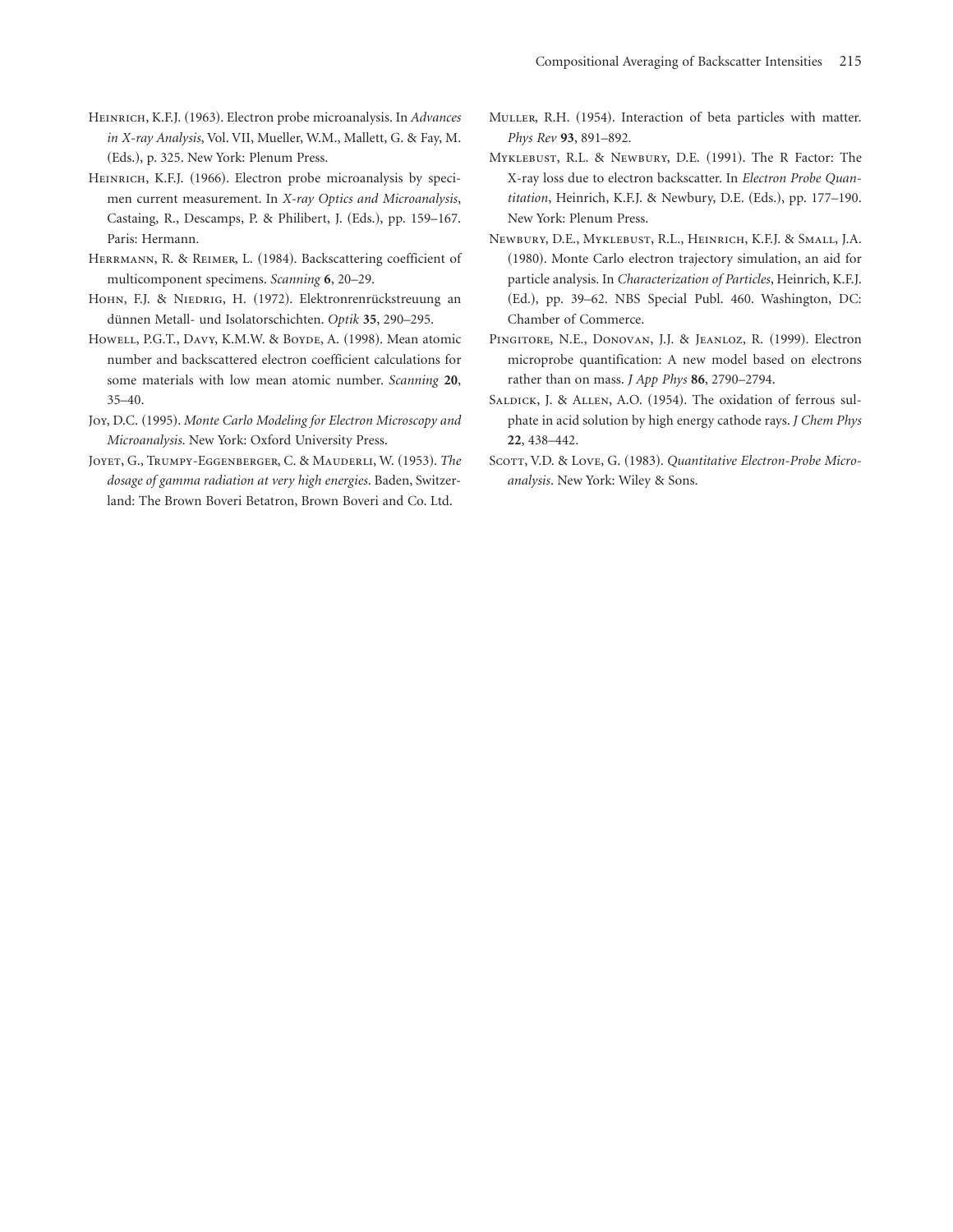Heinrich, K.F.J. (1963). Electron probe microanalysis. In *Advances in X-ray Analysis*, Vol. VII, Mueller, W.M., Mallett, G. & Fay, M. (Eds.), p. 325. New York: Plenum Press.

Heinrich, K.F.J. (1966). Electron probe microanalysis by specimen current measurement. In *X-ray Optics and Microanalysis*, Castaing, R., Descamps, P. & Philibert, J. (Eds.), pp. 159–167. Paris: Hermann.

Herrmann, R. & Reimer, L. (1984). Backscattering coefficient of multicomponent specimens. *Scanning* **6**, 20–29.

Hohn, F.J. & Niedrig, H. (1972). Elektronrenrückstreuung an dünnen Metall- und Isolatorschichten. *Optik* **35**, 290–295.

Howell, P.G.T., Davy, K.M.W. & Boyde, A. (1998). Mean atomic number and backscattered electron coefficient calculations for some materials with low mean atomic number. *Scanning* **20**, 35–40.

Joy, D.C. (1995). *Monte Carlo Modeling for Electron Microscopy and Microanalysis*. New York: Oxford University Press.

Joyet, G., Trumpy-Eggenberger, C. & Mauderli, W. (1953). *The dosage of gamma radiation at very high energies*. Baden, Switzerland: The Brown Boveri Betatron, Brown Boveri and Co. Ltd.

Muller, R.H. (1954). Interaction of beta particles with matter. *Phys Rev* **93**, 891–892.

Myklebust, R.L. & Newbury, D.E. (1991). The R Factor: The X-ray loss due to electron backscatter. In *Electron Probe Quantitation*, Heinrich, K.F.J. & Newbury, D.E. (Eds.), pp. 177–190. New York: Plenum Press.

Newbury, D.E., Myklebust, R.L., Heinrich, K.F.J. & Small, J.A. (1980). Monte Carlo electron trajectory simulation, an aid for particle analysis. In *Characterization of Particles*, Heinrich, K.F.J. (Ed.), pp. 39–62. NBS Special Publ. 460. Washington, DC: Chamber of Commerce.

Pingitore, N.E., Donovan, J.J. & Jeanloz, R. (1999). Electron microprobe quantification: A new model based on electrons rather than on mass. *J App Phys* **86**, 2790–2794.

Saldick, J. & Allen, A.O. (1954). The oxidation of ferrous sulphate in acid solution by high energy cathode rays. *J Chem Phys* **22**, 438–442.

Scott, V.D. & Love, G. (1983). *Quantitative Electron-Probe Microanalysis*. New York: Wiley & Sons.